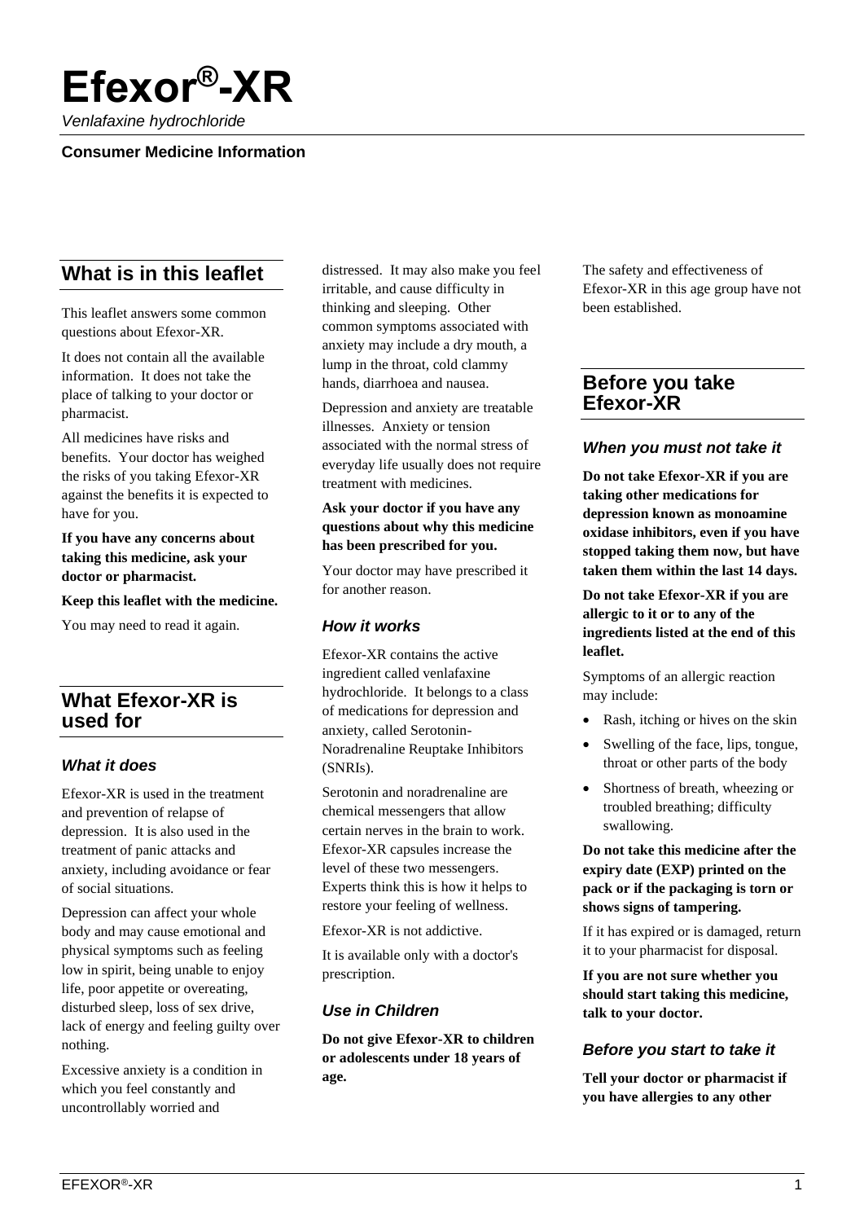# Efexor®-XR

*Venlafaxine hydrochloride*

**Consumer Medicine Information**

## What is in this leaflet

This leaflet answers some common questions about Efexor-XR.

It does not contain all the available information. It does not take the place of talking to your doctor or pharmacist.

All medicines have risks and benefits. Your doctor has weighed the risks of you taking Efexor-XR against the benefits it is expected to have for you.

**If you have any concerns about taking this medicine, ask your doctor or pharmacist.**

**Keep this leaflet with the medicine.**

You may need to read it again.

## What Efexor-XR is used for

### What it does

Efexor-XR is used in the treatment and prevention of relapse of depression. It is also used in the treatment of panic attacks and anxiety, including avoidance or fear of social situations.

Depression can affect your whole body and may cause emotional and physical symptoms such as feeling low in spirit, being unable to enjoy life, poor appetite or overeating, disturbed sleep, loss of sex drive, lack of energy and feeling guilty over nothing.

Excessive anxiety is a condition in which you feel constantly and uncontrollably worried and distressed. It may also make you feel irritable, and cause difficulty in thinking and sleeping. Other common symptoms associated with anxiety may include a dry mouth, a lump in the throat, cold clammy hands, diarrhoea and nausea.

Depression and anxiety are treatable illnesses. Anxiety or tension associated with the normal stress of everyday life usually does not require treatment with medicines.

**Ask your doctor if you have any questions about why this medicine has been prescribed for you.**

Your doctor may have prescribed it for another reason.

### How it works

Efexor-XR contains the active ingredient called venlafaxine hydrochloride. It belongs to a class of medications for depression and anxiety, called Serotonin-Noradrenaline Reuptake Inhibitors (SNRIs).

Serotonin and noradrenaline are chemical messengers that allow certain nerves in the brain to work. Efexor-XR capsules increase the level of these two messengers. Experts think this is how it helps to restore your feeling of wellness.

Efexor-XR is not addictive.

It is available only with a doctor's prescription.

### Use in Children

**Do not give Efexor-XR to children or adolescents under 18 years of age.**

The safety and effectiveness of Efexor-XR in this age group have not been established.

## Before you take Efexor-XR

### When you must not take it

**Do not take Efexor-XR if you are taking other medications for depression known as monoamine oxidase inhibitors, even if you have stopped taking them now, but have taken them within the last 14 days.**

**Do not take Efexor-XR if you are allergic to it or to any of the ingredients listed at the end of this leaflet.**

Symptoms of an allergic reaction may include:

- Rash, itching or hives on the skin
- Swelling of the face, lips, tongue, throat or other parts of the body
- Shortness of breath, wheezing or troubled breathing; difficulty swallowing.

**Do not take this medicine after the expiry date (EXP) printed on the pack or if the packaging is torn or shows signs of tampering.**

If it has expired or is damaged, return it to your pharmacist for disposal.

**If you are not sure whether you should start taking this medicine, talk to your doctor.**

### Before you start to take it

**Tell your doctor or pharmacist if you have allergies to any other**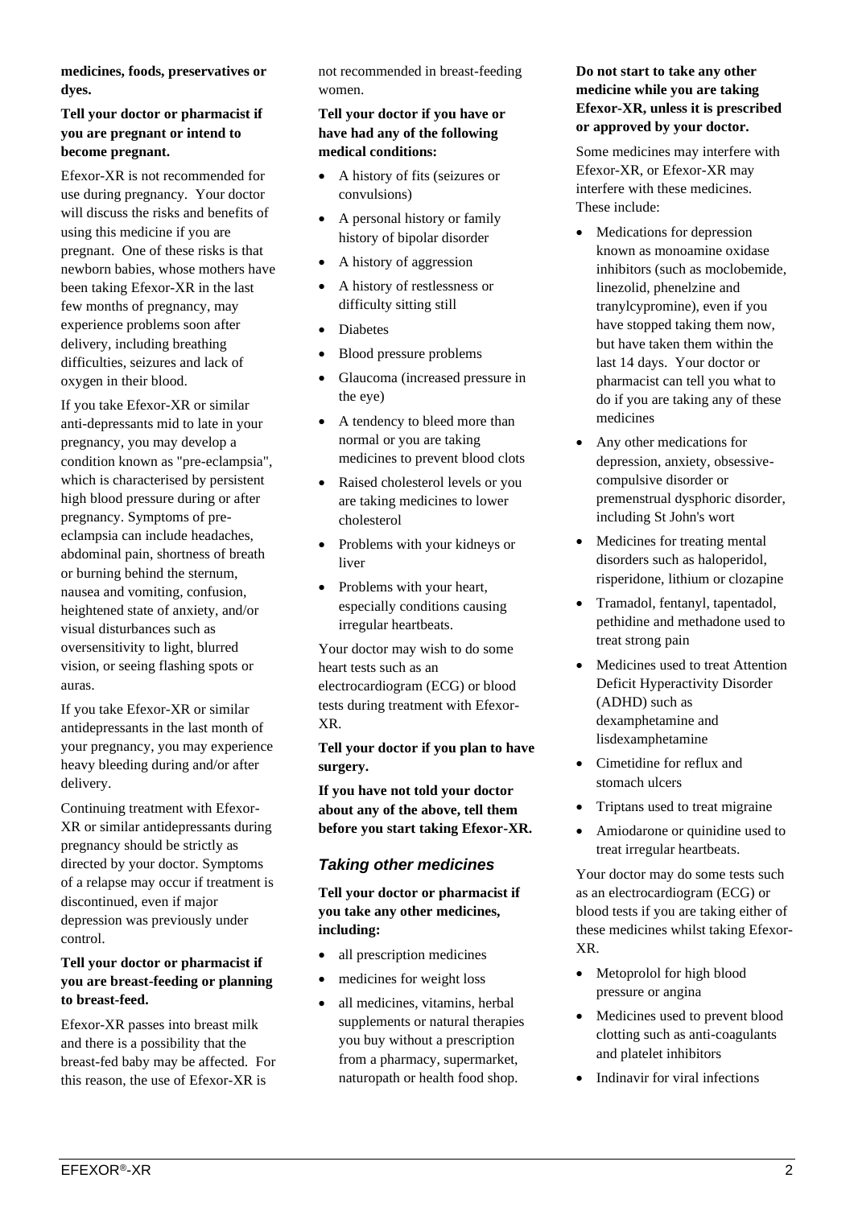**medicines, foods, preservatives or dyes.**

**Tell your doctor or pharmacist if you are pregnant or intend to become pregnant.**

Efexor-XR is not recommended for use during pregnancy. Your doctor will discuss the risks and benefits of using this medicine if you are pregnant. One of these risks is that newborn babies, whose mothers have been taking Efexor-XR in the last few months of pregnancy, may experience problems soon after delivery, including breathing difficulties, seizures and lack of oxygen in their blood.

If you take Efexor-XR or similar anti-depressants mid to late in your pregnancy, you may develop a condition known as "pre-eclampsia", which is characterised by persistent high blood pressure during or after pregnancy. Symptoms of pre-eclampsia can include headaches, abdominal pain, shortness of breath or burning behind the sternum, nausea and vomiting, confusion, heightened state of anxiety, and/or visual disturbances such as oversensitivity to light, blurred vision, or seeing flashing spots or auras.

If you take Efexor-XR or similar antidepressants in the last month of your pregnancy, you may experience heavy bleeding during and/or after delivery.

Continuing treatment with Efexor-XR or similar antidepressants during pregnancy should be strictly as directed by your doctor. Symptoms of a relapse may occur if treatment is discontinued, even if major depression was previously under control.

**Tell your doctor or pharmacist if you are breast-feeding or planning to breast-feed.**

Efexor-XR passes into breast milk and there is a possibility that the breast-fed baby may be affected. For this reason, the use of Efexor-XR is not recommended in breast-feeding women.

**Tell your doctor if you have or have had any of the following medical conditions:**

- A history of fits (seizures or convulsions)
- A personal history or family history of bipolar disorder
- A history of aggression
- A history of restlessness or difficulty sitting still
- Diabetes
- Blood pressure problems
- Glaucoma (increased pressure in the eye)
- A tendency to bleed more than normal or you are taking medicines to prevent blood clots
- Raised cholesterol levels or you are taking medicines to lower cholesterol
- Problems with your kidneys or liver
- Problems with your heart, especially conditions causing irregular heartbeats.

Your doctor may wish to do some heart tests such as an electrocardiogram (ECG) or blood tests during treatment with Efexor-XR.

**Tell your doctor if you plan to have surgery.**

**If you have not told your doctor about any of the above, tell them before you start taking Efexor-XR.**

### *Taking other medicines*

**Tell your doctor or pharmacist if you take any other medicines, including:**

- all prescription medicines
- medicines for weight loss
- all medicines, vitamins, herbal supplements or natural therapies you buy without a prescription from a pharmacy, supermarket, naturopath or health food shop.

**Do not start to take any other medicine while you are taking Efexor-XR, unless it is prescribed or approved by your doctor.**

Some medicines may interfere with Efexor-XR, or Efexor-XR may interfere with these medicines. These include:

- Medications for depression known as monoamine oxidase inhibitors (such as moclobemide, linezolid, phenelzine and tranylcypromine), even if you have stopped taking them now, but have taken them within the last 14 days. Your doctor or pharmacist can tell you what to do if you are taking any of these medicines
- Any other medications for depression, anxiety, obsessive-compulsive disorder or premenstrual dysphoric disorder, including St John's wort
- Medicines for treating mental disorders such as haloperidol, risperidone, lithium or clozapine
- Tramadol, fentanyl, tapentadol, pethidine and methadone used to treat strong pain
- Medicines used to treat Attention Deficit Hyperactivity Disorder (ADHD) such as dexamphetamine and lisdexamphetamine
- Cimetidine for reflux and stomach ulcers
- Triptans used to treat migraine
- Amiodarone or quinidine used to treat irregular heartbeats.

Your doctor may do some tests such as an electrocardiogram (ECG) or blood tests if you are taking either of these medicines whilst taking Efexor-XR.

- Metoprolol for high blood pressure or angina
- Medicines used to prevent blood clotting such as anti-coagulants and platelet inhibitors
- Indinavir for viral infections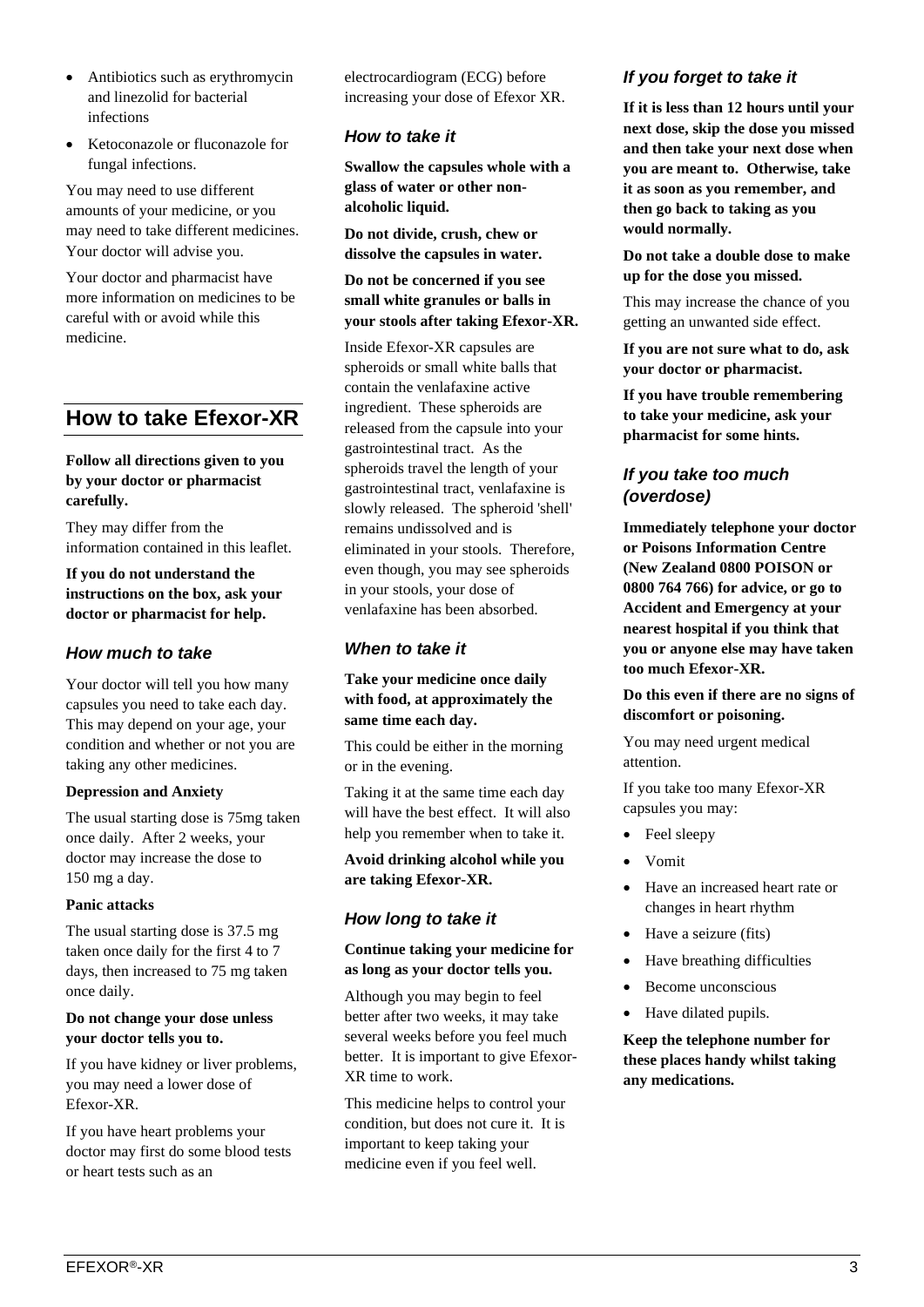- Antibiotics such as erythromycin and linezolid for bacterial infections
- Ketoconazole or fluconazole for fungal infections.

You may need to use different amounts of your medicine, or you may need to take different medicines. Your doctor will advise you.

Your doctor and pharmacist have more information on medicines to be careful with or avoid while this medicine.

## How to take Efexor-XR

**Follow all directions given to you by your doctor or pharmacist carefully.**

They may differ from the information contained in this leaflet.

**If you do not understand the instructions on the box, ask your doctor or pharmacist for help.**

### *How much to take*

Your doctor will tell you how many capsules you need to take each day. This may depend on your age, your condition and whether or not you are taking any other medicines.

**Depression and Anxiety**

The usual starting dose is 75mg taken once daily. After 2 weeks, your doctor may increase the dose to 150 mg a day.

**Panic attacks**

The usual starting dose is 37.5 mg taken once daily for the first 4 to 7 days, then increased to 75 mg taken once daily.

**Do not change your dose unless your doctor tells you to.**

If you have kidney or liver problems, you may need a lower dose of Efexor-XR.

If you have heart problems your doctor may first do some blood tests or heart tests such as an electrocardiogram (ECG) before increasing your dose of Efexor XR.

### *How to take it*

**Swallow the capsules whole with a glass of water or other non-alcoholic liquid.**

**Do not divide, crush, chew or dissolve the capsules in water.**

**Do not be concerned if you see small white granules or balls in your stools after taking Efexor-XR.**

Inside Efexor-XR capsules are spheroids or small white balls that contain the venlafaxine active ingredient. These spheroids are released from the capsule into your gastrointestinal tract. As the spheroids travel the length of your gastrointestinal tract, venlafaxine is slowly released. The spheroid 'shell' remains undissolved and is eliminated in your stools. Therefore, even though, you may see spheroids in your stools, your dose of venlafaxine has been absorbed.

### *When to take it*

**Take your medicine once daily with food, at approximately the same time each day.**

This could be either in the morning or in the evening.

Taking it at the same time each day will have the best effect. It will also help you remember when to take it.

**Avoid drinking alcohol while you are taking Efexor-XR.**

### *How long to take it*

**Continue taking your medicine for as long as your doctor tells you.**

Although you may begin to feel better after two weeks, it may take several weeks before you feel much better. It is important to give Efexor-XR time to work.

This medicine helps to control your condition, but does not cure it. It is important to keep taking your medicine even if you feel well.

### *If you forget to take it*

**If it is less than 12 hours until your next dose, skip the dose you missed and then take your next dose when you are meant to. Otherwise, take it as soon as you remember, and then go back to taking as you would normally.**

**Do not take a double dose to make up for the dose you missed.**

This may increase the chance of you getting an unwanted side effect.

**If you are not sure what to do, ask your doctor or pharmacist.**

**If you have trouble remembering to take your medicine, ask your pharmacist for some hints.**

### *If you take too much (overdose)*

**Immediately telephone your doctor or Poisons Information Centre (New Zealand 0800 POISON or 0800 764 766) for advice, or go to Accident and Emergency at your nearest hospital if you think that you or anyone else may have taken too much Efexor-XR.**

**Do this even if there are no signs of discomfort or poisoning.**

You may need urgent medical attention.

If you take too many Efexor-XR capsules you may:

- Feel sleepy
- Vomit
- Have an increased heart rate or changes in heart rhythm
- Have a seizure (fits)
- Have breathing difficulties
- Become unconscious
- Have dilated pupils.

**Keep the telephone number for these places handy whilst taking any medications.**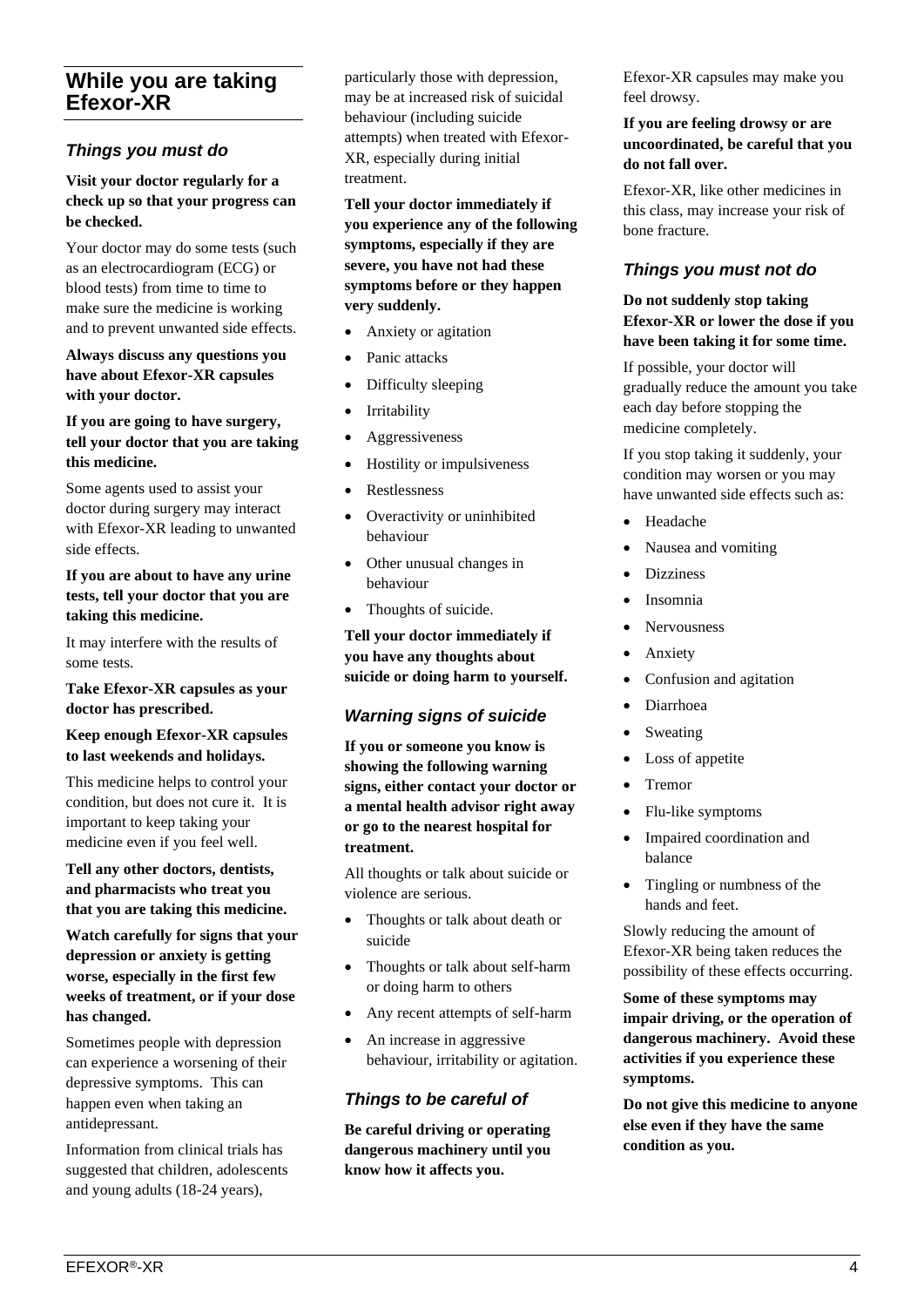## While you are taking Efexor-XR

### *Things you must do*

**Visit your doctor regularly for a check up so that your progress can be checked.**

Your doctor may do some tests (such as an electrocardiogram (ECG) or blood tests) from time to time to make sure the medicine is working and to prevent unwanted side effects.

**Always discuss any questions you have about Efexor-XR capsules with your doctor.**

**If you are going to have surgery, tell your doctor that you are taking this medicine.**

Some agents used to assist your doctor during surgery may interact with Efexor-XR leading to unwanted side effects.

**If you are about to have any urine tests, tell your doctor that you are taking this medicine.**

It may interfere with the results of some tests.

**Take Efexor-XR capsules as your doctor has prescribed.**

**Keep enough Efexor-XR capsules to last weekends and holidays.**

This medicine helps to control your condition, but does not cure it. It is important to keep taking your medicine even if you feel well.

**Tell any other doctors, dentists, and pharmacists who treat you that you are taking this medicine.**

**Watch carefully for signs that your depression or anxiety is getting worse, especially in the first few weeks of treatment, or if your dose has changed.**

Sometimes people with depression can experience a worsening of their depressive symptoms. This can happen even when taking an antidepressant.

Information from clinical trials has suggested that children, adolescents and young adults (18-24 years), particularly those with depression, may be at increased risk of suicidal behaviour (including suicide attempts) when treated with Efexor-XR, especially during initial treatment.

**Tell your doctor immediately if you experience any of the following symptoms, especially if they are severe, you have not had these symptoms before or they happen very suddenly.**

- Anxiety or agitation
- Panic attacks
- Difficulty sleeping
- Irritability
- Aggressiveness
- Hostility or impulsiveness
- Restlessness
- Overactivity or uninhibited behaviour
- Other unusual changes in behaviour
- Thoughts of suicide.

**Tell your doctor immediately if you have any thoughts about suicide or doing harm to yourself.**

### *Warning signs of suicide*

**If you or someone you know is showing the following warning signs, either contact your doctor or a mental health advisor right away or go to the nearest hospital for treatment.**

All thoughts or talk about suicide or violence are serious.

- Thoughts or talk about death or suicide
- Thoughts or talk about self-harm or doing harm to others
- Any recent attempts of self-harm
- An increase in aggressive behaviour, irritability or agitation.

### *Things to be careful of*

**Be careful driving or operating dangerous machinery until you know how it affects you.**

Efexor-XR capsules may make you feel drowsy.

**If you are feeling drowsy or are uncoordinated, be careful that you do not fall over.**

Efexor-XR, like other medicines in this class, may increase your risk of bone fracture.

### *Things you must not do*

**Do not suddenly stop taking Efexor-XR or lower the dose if you have been taking it for some time.**

If possible, your doctor will gradually reduce the amount you take each day before stopping the medicine completely.

If you stop taking it suddenly, your condition may worsen or you may have unwanted side effects such as:

- Headache
- Nausea and vomiting
- Dizziness
- Insomnia
- Nervousness
- Anxiety
- Confusion and agitation
- Diarrhoea
- Sweating
- Loss of appetite
- Tremor
- Flu-like symptoms
- Impaired coordination and balance
- Tingling or numbness of the hands and feet.

Slowly reducing the amount of Efexor-XR being taken reduces the possibility of these effects occurring.

**Some of these symptoms may impair driving, or the operation of dangerous machinery. Avoid these activities if you experience these symptoms.**

**Do not give this medicine to anyone else even if they have the same condition as you.**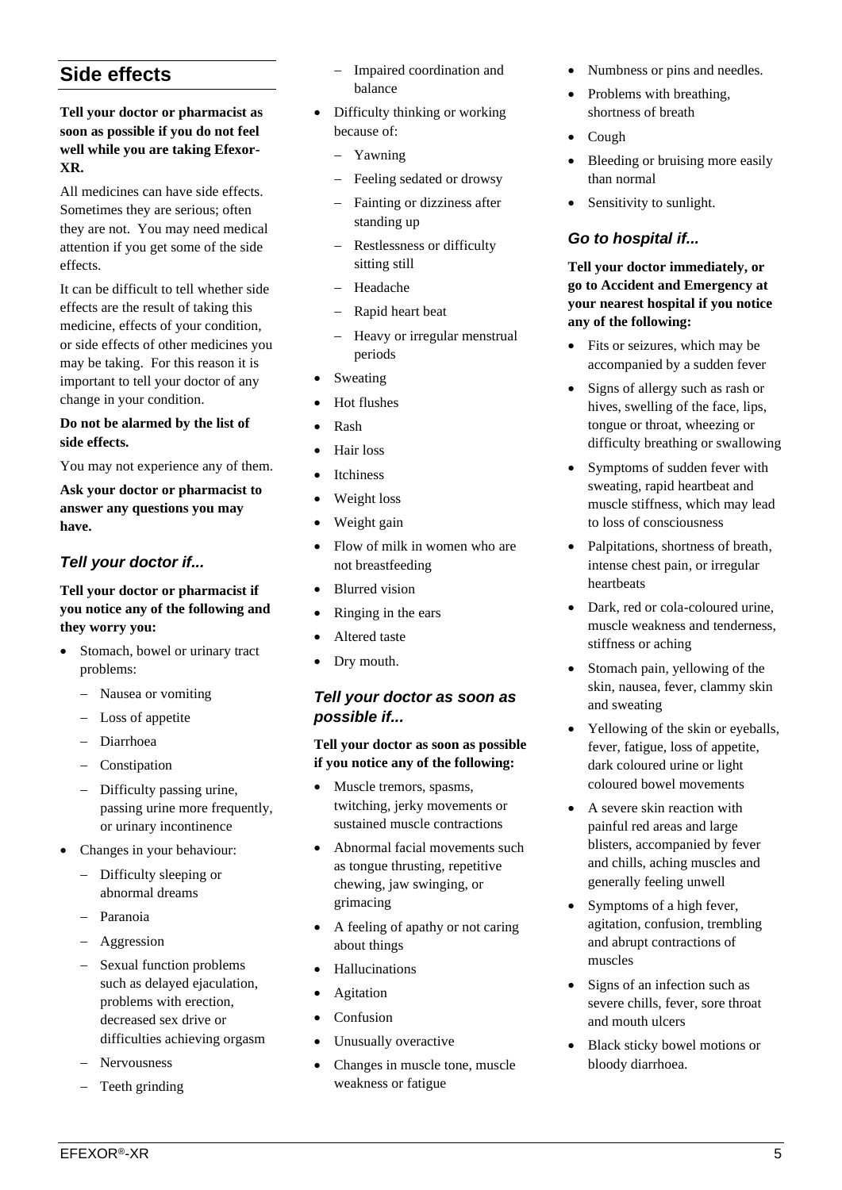## Side effects

**Tell your doctor or pharmacist as soon as possible if you do not feel well while you are taking Efexor-XR.**

All medicines can have side effects. Sometimes they are serious; often they are not. You may need medical attention if you get some of the side effects.

It can be difficult to tell whether side effects are the result of taking this medicine, effects of your condition, or side effects of other medicines you may be taking. For this reason it is important to tell your doctor of any change in your condition.

**Do not be alarmed by the list of side effects.**

You may not experience any of them.

**Ask your doctor or pharmacist to answer any questions you may have.**

### *Tell your doctor if...*

**Tell your doctor or pharmacist if you notice any of the following and they worry you:**

- Stomach, bowel or urinary tract problems:
  - Nausea or vomiting
  - Loss of appetite
  - Diarrhoea
  - Constipation
  - Difficulty passing urine, passing urine more frequently, or urinary incontinence
- Changes in your behaviour:
  - Difficulty sleeping or abnormal dreams
  - Paranoia
  - Aggression
  - Sexual function problems such as delayed ejaculation, problems with erection, decreased sex drive or difficulties achieving orgasm
  - Nervousness
  - Teeth grinding
  - Impaired coordination and balance
- Difficulty thinking or working because of:
  - Yawning
  - Feeling sedated or drowsy
  - Fainting or dizziness after standing up
  - Restlessness or difficulty sitting still
  - Headache
  - Rapid heart beat
  - Heavy or irregular menstrual periods
- Sweating
- Hot flushes
- Rash
- Hair loss
- Itchiness
- Weight loss
- Weight gain
- Flow of milk in women who are not breastfeeding
- Blurred vision
- Ringing in the ears
- Altered taste
- Dry mouth.

### *Tell your doctor as soon as possible if...*

**Tell your doctor as soon as possible if you notice any of the following:**

- Muscle tremors, spasms, twitching, jerky movements or sustained muscle contractions
- Abnormal facial movements such as tongue thrusting, repetitive chewing, jaw swinging, or grimacing
- A feeling of apathy or not caring about things
- Hallucinations
- Agitation
- Confusion
- Unusually overactive
- Changes in muscle tone, muscle weakness or fatigue
- Numbness or pins and needles.
- Problems with breathing, shortness of breath
- Cough
- Bleeding or bruising more easily than normal
- Sensitivity to sunlight.

### *Go to hospital if...*

**Tell your doctor immediately, or go to Accident and Emergency at your nearest hospital if you notice any of the following:**

- Fits or seizures, which may be accompanied by a sudden fever
- Signs of allergy such as rash or hives, swelling of the face, lips, tongue or throat, wheezing or difficulty breathing or swallowing
- Symptoms of sudden fever with sweating, rapid heartbeat and muscle stiffness, which may lead to loss of consciousness
- Palpitations, shortness of breath, intense chest pain, or irregular heartbeats
- Dark, red or cola-coloured urine, muscle weakness and tenderness, stiffness or aching
- Stomach pain, yellowing of the skin, nausea, fever, clammy skin and sweating
- Yellowing of the skin or eyeballs, fever, fatigue, loss of appetite, dark coloured urine or light coloured bowel movements
- A severe skin reaction with painful red areas and large blisters, accompanied by fever and chills, aching muscles and generally feeling unwell
- Symptoms of a high fever, agitation, confusion, trembling and abrupt contractions of muscles
- Signs of an infection such as severe chills, fever, sore throat and mouth ulcers
- Black sticky bowel motions or bloody diarrhoea.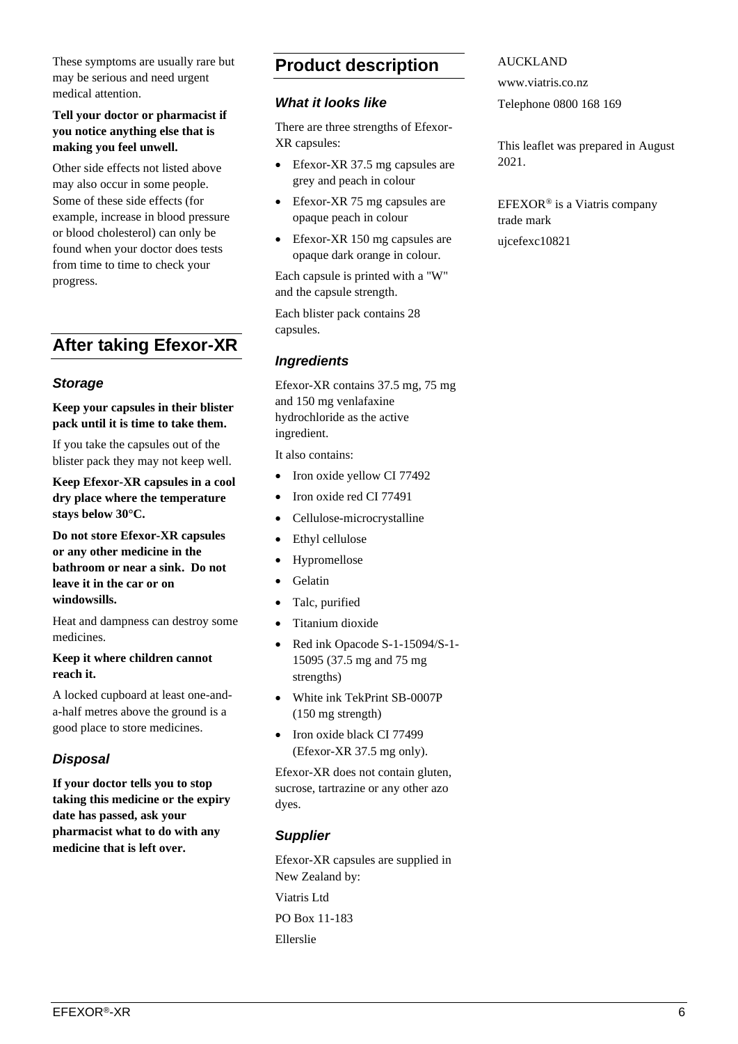These symptoms are usually rare but may be serious and need urgent medical attention.

**Tell your doctor or pharmacist if you notice anything else that is making you feel unwell.**

Other side effects not listed above may also occur in some people. Some of these side effects (for example, increase in blood pressure or blood cholesterol) can only be found when your doctor does tests from time to time to check your progress.

## After taking Efexor-XR

### *Storage*

**Keep your capsules in their blister pack until it is time to take them.**

If you take the capsules out of the blister pack they may not keep well.

**Keep Efexor-XR capsules in a cool dry place where the temperature stays below 30°C.**

**Do not store Efexor-XR capsules or any other medicine in the bathroom or near a sink. Do not leave it in the car or on windowsills.**

Heat and dampness can destroy some medicines.

**Keep it where children cannot reach it.**

A locked cupboard at least one-and-a-half metres above the ground is a good place to store medicines.

### *Disposal*

**If your doctor tells you to stop taking this medicine or the expiry date has passed, ask your pharmacist what to do with any medicine that is left over.**

## Product description

### *What it looks like*

There are three strengths of Efexor-XR capsules:

- Efexor-XR 37.5 mg capsules are grey and peach in colour
- Efexor-XR 75 mg capsules are opaque peach in colour
- Efexor-XR 150 mg capsules are opaque dark orange in colour.

Each capsule is printed with a "W" and the capsule strength.

Each blister pack contains 28 capsules.

### *Ingredients*

Efexor-XR contains 37.5 mg, 75 mg and 150 mg venlafaxine hydrochloride as the active ingredient.

It also contains:

- Iron oxide yellow CI 77492
- Iron oxide red CI 77491
- Cellulose-microcrystalline
- Ethyl cellulose
- Hypromellose
- Gelatin
- Talc, purified
- Titanium dioxide
- Red ink Opacode S-1-15094/S-1-15095 (37.5 mg and 75 mg strengths)
- White ink TekPrint SB-0007P (150 mg strength)
- Iron oxide black CI 77499 (Efexor-XR 37.5 mg only).

Efexor-XR does not contain gluten, sucrose, tartrazine or any other azo dyes.

### *Supplier*

Efexor-XR capsules are supplied in New Zealand by:

Viatris Ltd

PO Box 11-183

Ellerslie

AUCKLAND

www.viatris.co.nz

Telephone 0800 168 169

This leaflet was prepared in August 2021.

EFEXOR® is a Viatris company trade mark

ujcefexc10821